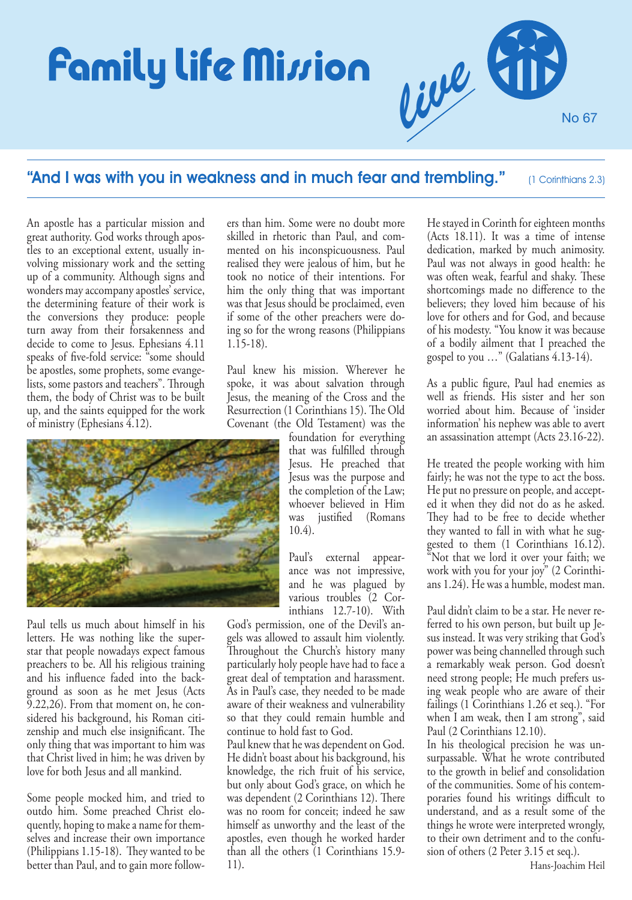# Family Life Mission *live*

No 67

## "And I was with you in weakness and in much fear and trembling." (1 Corinthians 2.3)

An apostle has a particular mission and great authority. God works through apostles to an exceptional extent, usually involving missionary work and the setting up of a community. Although signs and wonders may accompany apostles' service, the determining feature of their work is the conversions they produce: people turn away from their forsakenness and decide to come to Jesus. Ephesians 4.11 speaks of five-fold service: "some should be apostles, some prophets, some evangelists, some pastors and teachers". Through them, the body of Christ was to be built up, and the saints equipped for the work of ministry (Ephesians 4.12).

Paul tells us much about himself in his letters. He was nothing like the superstar that people nowadays expect famous preachers to be. All his religious training and his influence faded into the background as soon as he met Jesus (Acts 9.22,26). From that moment on, he considered his background, his Roman citizenship and much else insignificant. The only thing that was important to him was that Christ lived in him; he was driven by love for both Jesus and all mankind.

Some people mocked him, and tried to outdo him. Some preached Christ eloquently, hoping to make a name for themselves and increase their own importance (Philippians 1.15-18). They wanted to be better than Paul, and to gain more followers than him. Some were no doubt more skilled in rhetoric than Paul, and commented on his inconspicuousness. Paul realised they were jealous of him, but he took no notice of their intentions. For him the only thing that was important was that Jesus should be proclaimed, even if some of the other preachers were doing so for the wrong reasons (Philippians 1.15-18).

Paul knew his mission. Wherever he spoke, it was about salvation through Jesus, the meaning of the Cross and the Resurrection (1 Corinthians 15). The Old Covenant (the Old Testament) was the foundation for everything that was fulfilled through Jesus. He preached that Jesus was the purpose and the completion of the Law; whoever believed in Him was justified (Romans 10.4).

Paul's external appearance was not impressive, and he was plagued by various troubles (2 Corinthians 12.7-10). With God's permission, one of the Devil's angels was allowed to assault him violently. Throughout the Church's history many particularly holy people have had to face a great deal of temptation and harassment. As in Paul's case, they needed to be made aware of their weakness and vulnerability so that they could remain humble and continue to hold fast to God.

Paul knew that he was dependent on God. He didn't boast about his background, his knowledge, the rich fruit of his service, but only about God's grace, on which he was dependent (2 Corinthians 12). There was no room for conceit; indeed he saw himself as unworthy and the least of the apostles, even though he worked harder than all the others (1 Corinthians 15.9-11).

He stayed in Corinth for eighteen months (Acts 18.11). It was a time of intense dedication, marked by much animosity. Paul was not always in good health: he was often weak, fearful and shaky. These shortcomings made no difference to the believers; they loved him because of his love for others and for God, and because of his modesty. "You know it was because of a bodily ailment that I preached the gospel to you …" (Galatians 4.13-14).

As a public figure, Paul had enemies as well as friends. His sister and her son worried about him. Because of 'insider information' his nephew was able to avert an assassination attempt (Acts 23.16-22).

He treated the people working with him fairly; he was not the type to act the boss. He put no pressure on people, and accepted it when they did not do as he asked. They had to be free to decide whether they wanted to fall in with what he suggested to them (1 Corinthians 16.12). "Not that we lord it over your faith; we work with you for your joy" (2 Corinthians 1.24). He was a humble, modest man.

Paul didn't claim to be a star. He never referred to his own person, but built up Jesus instead. It was very striking that God's power was being channelled through such a remarkably weak person. God doesn't need strong people; He much prefers using weak people who are aware of their failings (1 Corinthians 1.26 et seq.). "For when I am weak, then I am strong", said Paul (2 Corinthians 12.10).

In his theological precision he was unsurpassable. What he wrote contributed to the growth in belief and consolidation of the communities. Some of his contemporaries found his writings difficult to understand, and as a result some of the things he wrote were interpreted wrongly, to their own detriment and to the confusion of others (2 Peter 3.15 et seq.).

Hans-Joachim Heil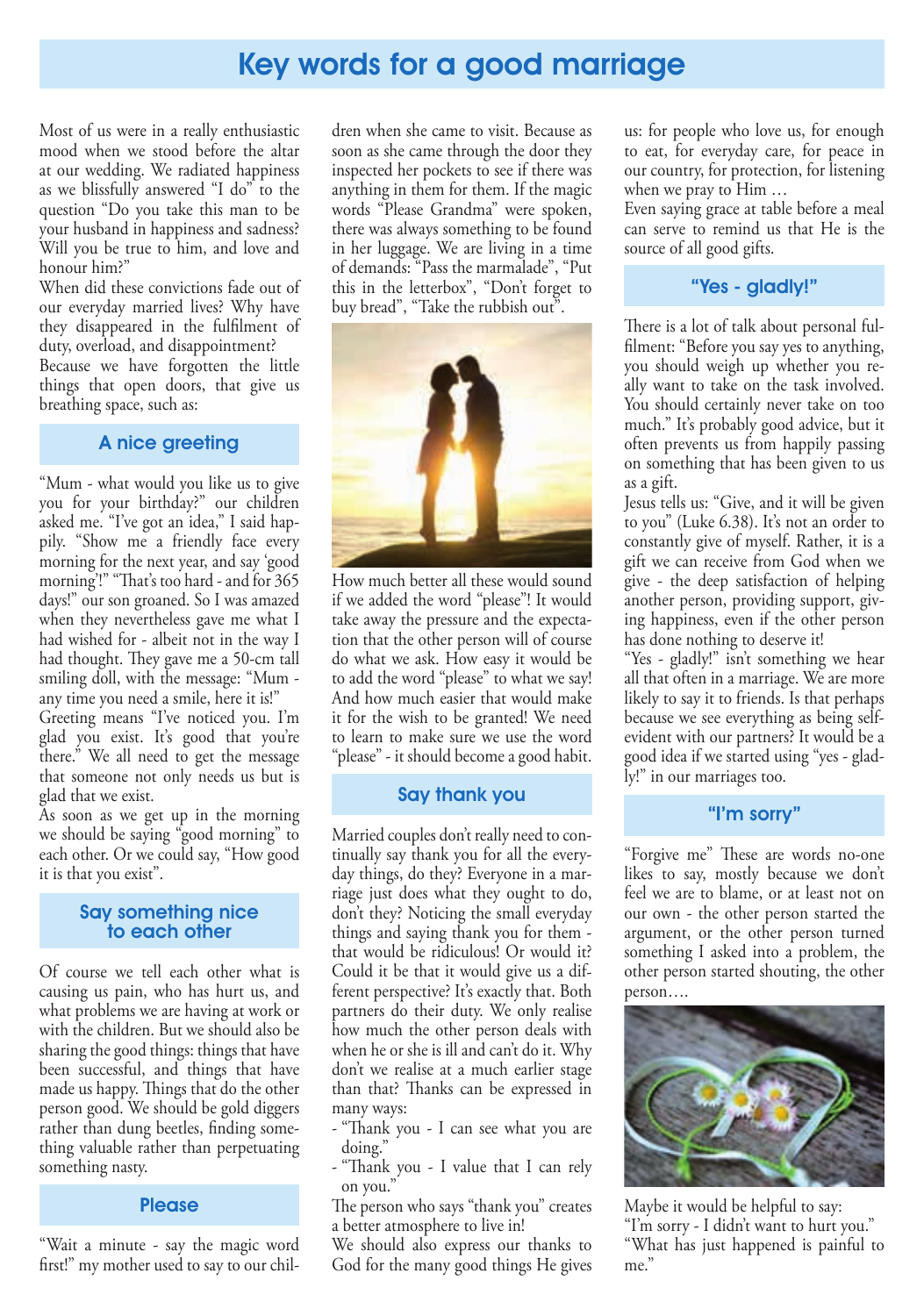# Key words for a good marriage

Most of us were in a really enthusiastic mood when we stood before the altar at our wedding. We radiated happiness as we blissfully answered "I do" to the question "Do you take this man to be your husband in happiness and sadness? Will you be true to him, and love and honour him?"

When did these convictions fade out of our everyday married lives? Why have they disappeared in the fulfilment of duty, overload, and disappointment?

Because we have forgotten the little things that open doors, that give us breathing space, such as:

## A nice greeting

"Mum - what would you like us to give you for your birthday?" our children asked me. "I've got an idea," I said happily. "Show me a friendly face every morning for the next year, and say 'good morning'!" "That's too hard - and for 365 days!" our son groaned. So I was amazed when they nevertheless gave me what I had wished for - albeit not in the way I had thought. They gave me a 50-cm tall smiling doll, with the message: "Mum - any time you need a smile, here it is!"

Greeting means "I've noticed you. I'm glad you exist. It's good that you're there." We all need to get the message that someone not only needs us but is glad that we exist.

As soon as we get up in the morning we should be saying "good morning" to each other. Or we could say, "How good it is that you exist".

## Say something nice to each other

Of course we tell each other what is causing us pain, who has hurt us, and what problems we are having at work or with the children. But we should also be sharing the good things: things that have been successful, and things that have made us happy. Things that do the other person good. We should be gold diggers rather than dung beetles, finding something valuable rather than perpetuating something nasty.

## Please

"Wait a minute - say the magic word first!" my mother used to say to our children when she came to visit. Because as soon as she came through the door they inspected her pockets to see if there was anything in them for them. If the magic words "Please Grandma" were spoken, there was always something to be found in her luggage. We are living in a time of demands: "Pass the marmalade", "Put this in the letterbox", "Don't forget to buy bread", "Take the rubbish out".

How much better all these would sound if we added the word "please"! It would take away the pressure and the expectation that the other person will of course do what we ask. How easy it would be to add the word "please" to what we say! And how much easier that would make it for the wish to be granted! We need to learn to make sure we use the word "please" - it should become a good habit.

## Say thank you

Married couples don't really need to continually say thank you for all the everyday things, do they? Everyone in a marriage just does what they ought to do, don't they? Noticing the small everyday things and saying thank you for them - that would be ridiculous! Or would it? Could it be that it would give us a different perspective? It's exactly that. Both partners do their duty. We only realise how much the other person deals with when he or she is ill and can't do it. Why don't we realise at a much earlier stage than that? Thanks can be expressed in many ways:

- "Thank you - I can see what you are doing."
- "Thank you - I value that I can rely on you."

The person who says "thank you" creates a better atmosphere to live in!

We should also express our thanks to God for the many good things He gives us: for people who love us, for enough to eat, for everyday care, for peace in our country, for protection, for listening when we pray to Him …

Even saying grace at table before a meal can serve to remind us that He is the source of all good gifts.

## "Yes - gladly!"

There is a lot of talk about personal fulfilment: "Before you say yes to anything, you should weigh up whether you really want to take on the task involved. You should certainly never take on too much." It's probably good advice, but it often prevents us from happily passing on something that has been given to us as a gift.

Jesus tells us: "Give, and it will be given to you" (Luke 6.38). It's not an order to constantly give of myself. Rather, it is a gift we can receive from God when we give - the deep satisfaction of helping another person, providing support, giving happiness, even if the other person has done nothing to deserve it!

"Yes - gladly!" isn't something we hear all that often in a marriage. We are more likely to say it to friends. Is that perhaps because we see everything as being self-evident with our partners? It would be a good idea if we started using "yes - gladly!" in our marriages too.

## "I'm sorry"

"Forgive me" These are words no-one likes to say, mostly because we don't feel we are to blame, or at least not on our own - the other person started the argument, or the other person turned something I asked into a problem, the other person started shouting, the other person….

Maybe it would be helpful to say:
"I'm sorry - I didn't want to hurt you."
"What has just happened is painful to me."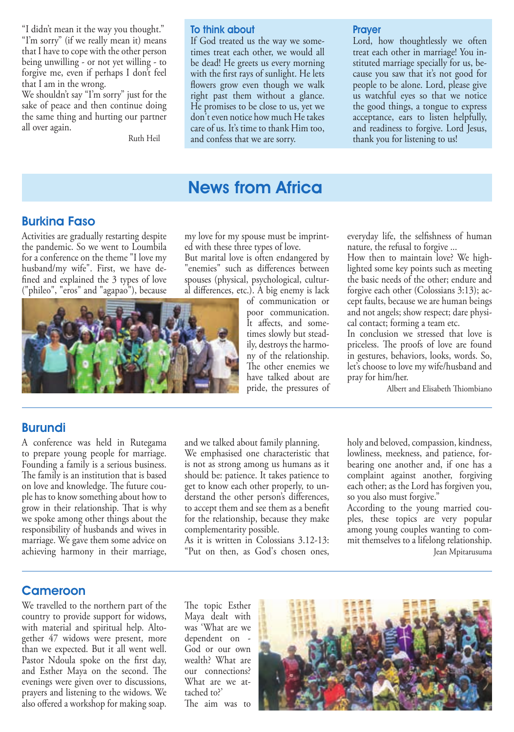"I didn't mean it the way you thought." "I'm sorry" (if we really mean it) means that I have to cope with the other person being unwilling - or not yet willing - to forgive me, even if perhaps I don't feel that I am in the wrong.

We shouldn't say "I'm sorry" just for the sake of peace and then continue doing the same thing and hurting our partner all over again.

Ruth Heil

### To think about

If God treated us the way we sometimes treat each other, we would all be dead! He greets us every morning with the first rays of sunlight. He lets flowers grow even though we walk right past them without a glance. He promises to be close to us, yet we don't even notice how much He takes care of us. It's time to thank Him too, and confess that we are sorry.

### Prayer

Lord, how thoughtlessly we often treat each other in marriage! You instituted marriage specially for us, because you saw that it's not good for people to be alone. Lord, please give us watchful eyes so that we notice the good things, a tongue to express acceptance, ears to listen helpfully, and readiness to forgive. Lord Jesus, thank you for listening to us!

# News from Africa

## Burkina Faso

Activities are gradually restarting despite the pandemic. So we went to Loumbila for a conference on the theme "I love my husband/my wife". First, we have defined and explained the 3 types of love ("phileo", "eros" and "agapao"), because my love for my spouse must be imprinted with these three types of love.

But marital love is often endangered by "enemies" such as differences between spouses (physical, psychological, cultural differences, etc.). A big enemy is lack of communication or poor communication. It affects, and sometimes slowly but steadily, destroys the harmony of the relationship. The other enemies we have talked about are pride, the pressures of everyday life, the selfishness of human nature, the refusal to forgive ...

How then to maintain love? We highlighted some key points such as meeting the basic needs of the other; endure and forgive each other (Colossians 3:13); accept faults, because we are human beings and not angels; show respect; dare physical contact; forming a team etc.

In conclusion we stressed that love is priceless. The proofs of love are found in gestures, behaviors, looks, words. So, let's choose to love my wife/husband and pray for him/her.

Albert and Elisabeth Thiombiano

## Burundi

A conference was held in Rutegama to prepare young people for marriage. Founding a family is a serious business. The family is an institution that is based on love and knowledge. The future couple has to know something about how to grow in their relationship. That is why we spoke among other things about the responsibility of husbands and wives in marriage. We gave them some advice on achieving harmony in their marriage, and we talked about family planning.

We emphasised one characteristic that is not as strong among us humans as it should be: patience. It takes patience to get to know each other properly, to understand the other person's differences, to accept them and see them as a benefit for the relationship, because they make complementarity possible.

As it is written in Colossians 3.12-13: "Put on then, as God's chosen ones, holy and beloved, compassion, kindness, lowliness, meekness, and patience, forbearing one another and, if one has a complaint against another, forgiving each other; as the Lord has forgiven you, so you also must forgive."

According to the young married couples, these topics are very popular among young couples wanting to commit themselves to a lifelong relationship.

Jean Mpitarusuma

## Cameroon

We travelled to the northern part of the country to provide support for widows, with material and spiritual help. Altogether 47 widows were present, more than we expected. But it all went well. Pastor Ndoula spoke on the first day, and Esther Maya on the second. The evenings were given over to discussions, prayers and listening to the widows. We also offered a workshop for making soap.

The topic Esther Maya dealt with was 'What are we dependent on - God or our own wealth? What are our connections? What are we attached to?'

The aim was to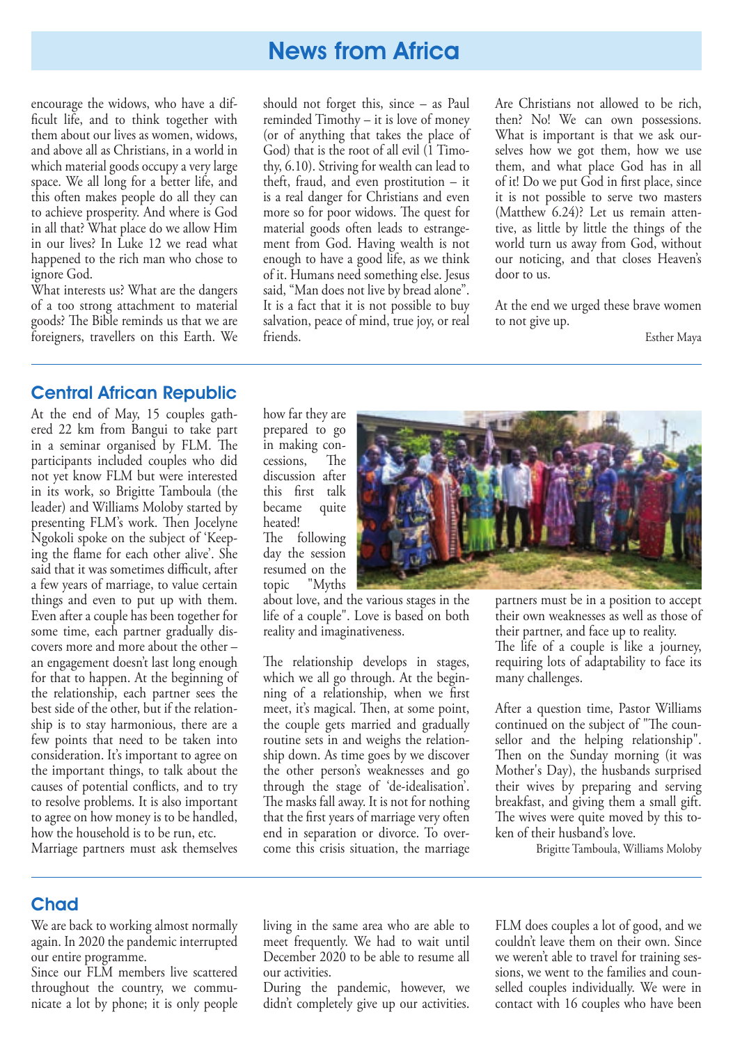# News from Africa

encourage the widows, who have a difficult life, and to think together with them about our lives as women, widows, and above all as Christians, in a world in which material goods occupy a very large space. We all long for a better life, and this often makes people do all they can to achieve prosperity. And where is God in all that? What place do we allow Him in our lives? In Luke 12 we read what happened to the rich man who chose to ignore God.

What interests us? What are the dangers of a too strong attachment to material goods? The Bible reminds us that we are foreigners, travellers on this Earth. We should not forget this, since – as Paul reminded Timothy – it is love of money (or of anything that takes the place of God) that is the root of all evil (1 Timothy, 6.10). Striving for wealth can lead to theft, fraud, and even prostitution – it is a real danger for Christians and even more so for poor widows. The quest for material goods often leads to estrangement from God. Having wealth is not enough to have a good life, as we think of it. Humans need something else. Jesus said, "Man does not live by bread alone". It is a fact that it is not possible to buy salvation, peace of mind, true joy, or real friends.

Are Christians not allowed to be rich, then? No! We can own possessions. What is important is that we ask ourselves how we got them, how we use them, and what place God has in all of it! Do we put God in first place, since it is not possible to serve two masters (Matthew 6.24)? Let us remain attentive, as little by little the things of the world turn us away from God, without our noticing, and that closes Heaven's door to us.

At the end we urged these brave women to not give up.

Esther Maya

## Central African Republic

At the end of May, 15 couples gathered 22 km from Bangui to take part in a seminar organised by FLM. The participants included couples who did not yet know FLM but were interested in its work, so Brigitte Tamboula (the leader) and Williams Moloby started by presenting FLM's work. Then Jocelyne Ngokoli spoke on the subject of 'Keeping the flame for each other alive'. She said that it was sometimes difficult, after a few years of marriage, to value certain things and even to put up with them. Even after a couple has been together for some time, each partner gradually discovers more and more about the other – an engagement doesn't last long enough for that to happen. At the beginning of the relationship, each partner sees the best side of the other, but if the relationship is to stay harmonious, there are a few points that need to be taken into consideration. It's important to agree on the important things, to talk about the causes of potential conflicts, and to try to resolve problems. It is also important to agree on how money is to be handled, how the household is to be run, etc.

Marriage partners must ask themselves how far they are prepared to go in making concessions, The discussion after this first talk became quite heated!

The following day the session resumed on the topic "Myths about love, and the various stages in the life of a couple". Love is based on both reality and imaginativeness.

The relationship develops in stages, which we all go through. At the beginning of a relationship, when we first meet, it's magical. Then, at some point, the couple gets married and gradually routine sets in and weighs the relationship down. As time goes by we discover the other person's weaknesses and go through the stage of 'de-idealisation'. The masks fall away. It is not for nothing that the first years of marriage very often end in separation or divorce. To overcome this crisis situation, the marriage partners must be in a position to accept their own weaknesses as well as those of their partner, and face up to reality.

The life of a couple is like a journey, requiring lots of adaptability to face its many challenges.

After a question time, Pastor Williams continued on the subject of "The counsellor and the helping relationship". Then on the Sunday morning (it was Mother's Day), the husbands surprised their wives by preparing and serving breakfast, and giving them a small gift. The wives were quite moved by this token of their husband's love.

Brigitte Tamboula, Williams Moloby

## Chad

We are back to working almost normally again. In 2020 the pandemic interrupted our entire programme.

Since our FLM members live scattered throughout the country, we communicate a lot by phone; it is only people living in the same area who are able to meet frequently. We had to wait until December 2020 to be able to resume all our activities.

During the pandemic, however, we didn't completely give up our activities. FLM does couples a lot of good, and we couldn't leave them on their own. Since we weren't able to travel for training sessions, we went to the families and counselled couples individually. We were in contact with 16 couples who have been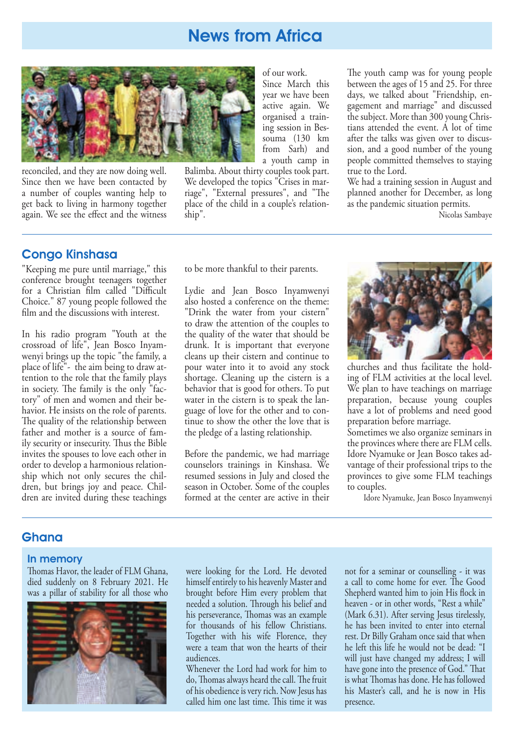# News from Africa

reconciled, and they are now doing well. Since then we have been contacted by a number of couples wanting help to get back to living in harmony together again. We see the effect and the witness of our work.

Since March this year we have been active again. We organised a training session in Bessouma (130 km from Sarh) and a youth camp in Balimba. About thirty couples took part. We developed the topics "Crises in marriage", "External pressures", and "The place of the child in a couple's relationship".

The youth camp was for young people between the ages of 15 and 25. For three days, we talked about "Friendship, engagement and marriage" and discussed the subject. More than 300 young Christians attended the event. A lot of time after the talks was given over to discussion, and a good number of the young people committed themselves to staying true to the Lord.

We had a training session in August and planned another for December, as long as the pandemic situation permits.

Nicolas Sambaye

## Congo Kinshasa

"Keeping me pure until marriage," this conference brought teenagers together for a Christian film called "Difficult Choice." 87 young people followed the film and the discussions with interest.

In his radio program "Youth at the crossroad of life", Jean Bosco Inyamwenyi brings up the topic "the family, a place of life"- the aim being to draw attention to the role that the family plays in society. The family is the only "factory" of men and women and their behavior. He insists on the role of parents. The quality of the relationship between father and mother is a source of family security or insecurity. Thus the Bible invites the spouses to love each other in order to develop a harmonious relationship which not only secures the children, but brings joy and peace. Children are invited during these teachings to be more thankful to their parents.

Lydie and Jean Bosco Inyamwenyi also hosted a conference on the theme: "Drink the water from your cistern" to draw the attention of the couples to the quality of the water that should be drunk. It is important that everyone cleans up their cistern and continue to pour water into it to avoid any stock shortage. Cleaning up the cistern is a behavior that is good for others. To put water in the cistern is to speak the language of love for the other and to continue to show the other the love that is the pledge of a lasting relationship.

Before the pandemic, we had marriage counselors trainings in Kinshasa. We resumed sessions in July and closed the season in October. Some of the couples formed at the center are active in their churches and thus facilitate the holding of FLM activities at the local level. We plan to have teachings on marriage preparation, because young couples have a lot of problems and need good preparation before marriage.

Sometimes we also organize seminars in the provinces where there are FLM cells. Idore Nyamuke or Jean Bosco takes advantage of their professional trips to the provinces to give some FLM teachings to couples.

Idore Nyamuke, Jean Bosco Inyamwenyi

## Ghana

### In memory

Thomas Havor, the leader of FLM Ghana, died suddenly on 8 February 2021. He was a pillar of stability for all those who were looking for the Lord. He devoted himself entirely to his heavenly Master and brought before Him every problem that needed a solution. Through his belief and his perseverance, Thomas was an example for thousands of his fellow Christians. Together with his wife Florence, they were a team that won the hearts of their audiences.

Whenever the Lord had work for him to do, Thomas always heard the call. The fruit of his obedience is very rich. Now Jesus has called him one last time. This time it was not for a seminar or counselling - it was a call to come home for ever. The Good Shepherd wanted him to join His flock in heaven - or in other words, "Rest a while" (Mark 6.31). After serving Jesus tirelessly, he has been invited to enter into eternal rest. Dr Billy Graham once said that when he left this life he would not be dead: "I will just have changed my address; I will have gone into the presence of God." That is what Thomas has done. He has followed his Master's call, and he is now in His presence.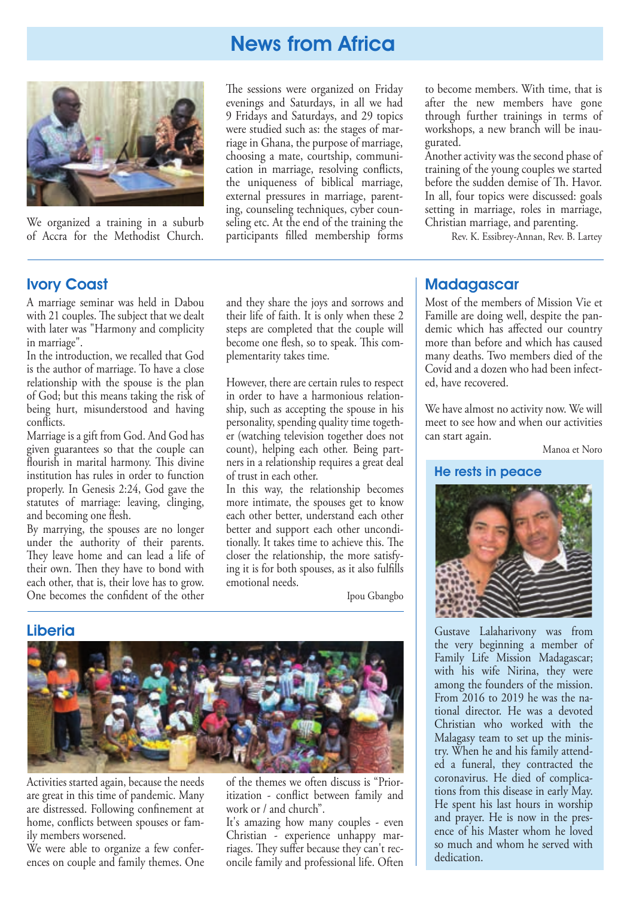# News from Africa

We organized a training in a suburb of Accra for the Methodist Church. The sessions were organized on Friday evenings and Saturdays, in all we had 9 Fridays and Saturdays, and 29 topics were studied such as: the stages of marriage in Ghana, the purpose of marriage, choosing a mate, courtship, communication in marriage, resolving conflicts, the uniqueness of biblical marriage, external pressures in marriage, parenting, counseling techniques, cyber counseling etc. At the end of the training the participants filled membership forms to become members. With time, that is after the new members have gone through further trainings in terms of workshops, a new branch will be inaugurated.

Another activity was the second phase of training of the young couples we started before the sudden demise of Th. Havor. In all, four topics were discussed: goals setting in marriage, roles in marriage, Christian marriage, and parenting.

Rev. K. Essibrey-Annan, Rev. B. Lartey

## Ivory Coast

A marriage seminar was held in Dabou with 21 couples. The subject that we dealt with later was "Harmony and complicity in marriage".

In the introduction, we recalled that God is the author of marriage. To have a close relationship with the spouse is the plan of God; but this means taking the risk of being hurt, misunderstood and having conflicts.

Marriage is a gift from God. And God has given guarantees so that the couple can flourish in marital harmony. This divine institution has rules in order to function properly. In Genesis 2:24, God gave the statutes of marriage: leaving, clinging, and becoming one flesh.

By marrying, the spouses are no longer under the authority of their parents. They leave home and can lead a life of their own. Then they have to bond with each other, that is, their love has to grow. One becomes the confident of the other and they share the joys and sorrows and their life of faith. It is only when these 2 steps are completed that the couple will become one flesh, so to speak. This complementarity takes time.

However, there are certain rules to respect in order to have a harmonious relationship, such as accepting the spouse in his personality, spending quality time together (watching television together does not count), helping each other. Being partners in a relationship requires a great deal of trust in each other.

In this way, the relationship becomes more intimate, the spouses get to know each other better, understand each other better and support each other unconditionally. It takes time to achieve this. The closer the relationship, the more satisfying it is for both spouses, as it also fulfills emotional needs.

Ipou Gbangbo

## Liberia

Activities started again, because the needs are great in this time of pandemic. Many are distressed. Following confinement at home, conflicts between spouses or family members worsened.

We were able to organize a few conferences on couple and family themes. One of the themes we often discuss is "Prioritization - conflict between family and work or / and church".

It's amazing how many couples - even Christian - experience unhappy marriages. They suffer because they can't reconcile family and professional life. Often

## Madagascar

Most of the members of Mission Vie et Famille are doing well, despite the pandemic which has affected our country more than before and which has caused many deaths. Two members died of the Covid and a dozen who had been infected, have recovered.

We have almost no activity now. We will meet to see how and when our activities can start again.

Manoa et Noro

### He rests in peace

Gustave Lalaharivony was from the very beginning a member of Family Life Mission Madagascar; with his wife Nirina, they were among the founders of the mission. From 2016 to 2019 he was the national director. He was a devoted Christian who worked with the Malagasy team to set up the ministry. When he and his family attended a funeral, they contracted the coronavirus. He died of complications from this disease in early May. He spent his last hours in worship and prayer. He is now in the presence of his Master whom he loved so much and whom he served with dedication.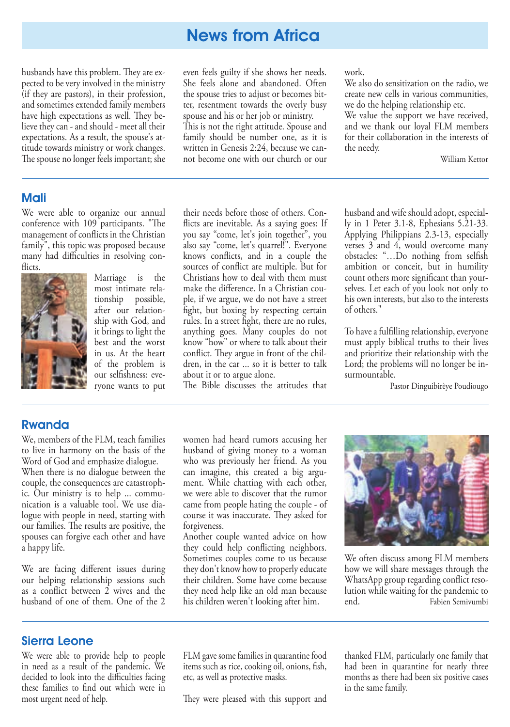# News from Africa

husbands have this problem. They are expected to be very involved in the ministry (if they are pastors), in their profession, and sometimes extended family members have high expectations as well. They believe they can - and should - meet all their expectations. As a result, the spouse's attitude towards ministry or work changes. The spouse no longer feels important; she even feels guilty if she shows her needs. She feels alone and abandoned. Often the spouse tries to adjust or becomes bitter, resentment towards the overly busy spouse and his or her job or ministry. This is not the right attitude. Spouse and family should be number one, as it is written in Genesis 2:24, because we cannot become one with our church or our work.

We also do sensitization on the radio, we create new cells in various communities, we do the helping relationship etc.

We value the support we have received, and we thank our loyal FLM members for their collaboration in the interests of the needy.

William Kettor

## Mali

We were able to organize our annual conference with 109 participants. "The management of conflicts in the Christian family", this topic was proposed because many had difficulties in resolving conflicts.

Marriage is the most intimate relationship possible, after our relationship with God, and it brings to light the best and the worst in us. At the heart of the problem is our selfishness: everyone wants to put their needs before those of others. Conflicts are inevitable. As a saying goes: If you say "come, let's join together", you also say "come, let's quarrel!". Everyone knows conflicts, and in a couple the sources of conflict are multiple. But for Christians how to deal with them must make the difference. In a Christian couple, if we argue, we do not have a street fight, but boxing by respecting certain rules. In a street fight, there are no rules, anything goes. Many couples do not know "how" or where to talk about their conflict. They argue in front of the children, in the car ... so it is better to talk about it or to argue alone.

The Bible discusses the attitudes that husband and wife should adopt, especially in 1 Peter 3.1-8, Ephesians 5.21-33. Applying Philippians 2.3-13, especially verses 3 and 4, would overcome many obstacles: "…Do nothing from selfish ambition or conceit, but in humility count others more significant than yourselves. Let each of you look not only to his own interests, but also to the interests of others."

To have a fulfilling relationship, everyone must apply biblical truths to their lives and prioritize their relationship with the Lord; the problems will no longer be insurmountable.

Pastor Dinguibirèye Poudiougo

## Rwanda

We, members of the FLM, teach families to live in harmony on the basis of the Word of God and emphasize dialogue. When there is no dialogue between the couple, the consequences are catastrophic. Our ministry is to help ... communication is a valuable tool. We use dialogue with people in need, starting with our families. The results are positive, the spouses can forgive each other and have a happy life.

We are facing different issues during our helping relationship sessions such as a conflict between 2 wives and the husband of one of them. One of the 2 women had heard rumors accusing her husband of giving money to a woman who was previously her friend. As you can imagine, this created a big argument. While chatting with each other, we were able to discover that the rumor came from people hating the couple - of course it was inaccurate. They asked for forgiveness.

Another couple wanted advice on how they could help conflicting neighbors. Sometimes couples come to us because they don't know how to properly educate their children. Some have come because they need help like an old man because his children weren't looking after him.

We often discuss among FLM members how we will share messages through the WhatsApp group regarding conflict resolution while waiting for the pandemic to end.

Fabien Semivumbi

## Sierra Leone

We were able to provide help to people in need as a result of the pandemic. We decided to look into the difficulties facing these families to find out which were in most urgent need of help.

FLM gave some families in quarantine food items such as rice, cooking oil, onions, fish, etc, as well as protective masks.

They were pleased with this support and thanked FLM, particularly one family that had been in quarantine for nearly three months as there had been six positive cases in the same family.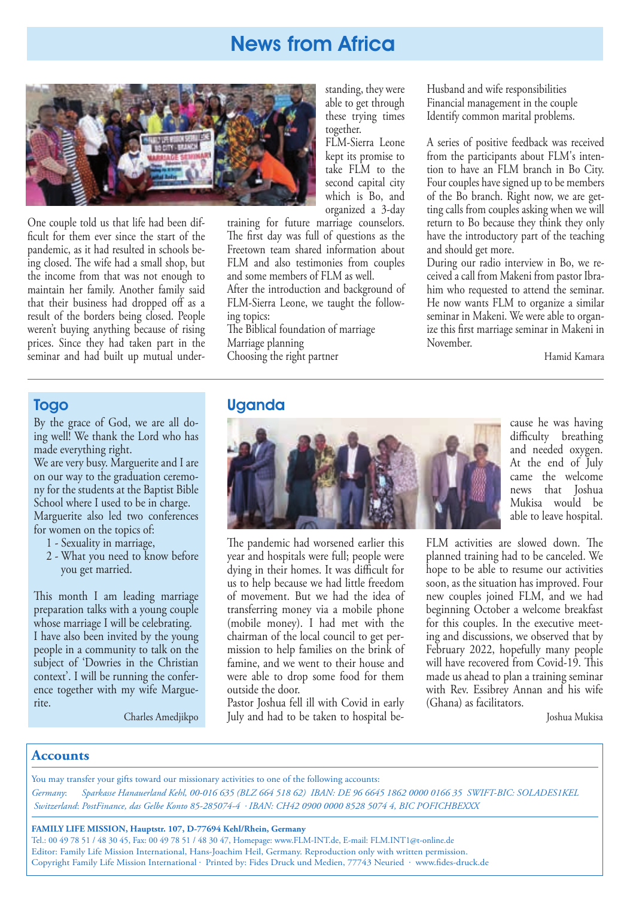# News from Africa

One couple told us that life had been difficult for them ever since the start of the pandemic, as it had resulted in schools being closed. The wife had a small shop, but the income from that was not enough to maintain her family. Another family said that their business had dropped off as a result of the borders being closed. People weren't buying anything because of rising prices. Since they had taken part in the seminar and had built up mutual understanding, they were able to get through these trying times together.

FLM-Sierra Leone kept its promise to take FLM to the second capital city which is Bo, and organized a 3-day training for future marriage counselors. The first day was full of questions as the Freetown team shared information about FLM and also testimonies from couples and some members of FLM as well.

After the introduction and background of FLM-Sierra Leone, we taught the following topics:

The Biblical foundation of marriage
Marriage planning
Choosing the right partner
Husband and wife responsibilities
Financial management in the couple
Identify common marital problems.

A series of positive feedback was received from the participants about FLM's intention to have an FLM branch in Bo City. Four couples have signed up to be members of the Bo branch. Right now, we are getting calls from couples asking when we will return to Bo because they think they only have the introductory part of the teaching and should get more.

During our radio interview in Bo, we received a call from Makeni from pastor Ibrahim who requested to attend the seminar. He now wants FLM to organize a similar seminar in Makeni. We were able to organize this first marriage seminar in Makeni in November.

Hamid Kamara

## Togo

By the grace of God, we are all doing well! We thank the Lord who has made everything right.

We are very busy. Marguerite and I are on our way to the graduation ceremony for the students at the Baptist Bible School where I used to be in charge.

Marguerite also led two conferences for women on the topics of:

1 - Sexuality in marriage,
2 - What you need to know before you get married.

This month I am leading marriage preparation talks with a young couple whose marriage I will be celebrating.

I have also been invited by the young people in a community to talk on the subject of 'Dowries in the Christian context'. I will be running the conference together with my wife Marguerite.

Charles Amedjikpo

## Uganda

The pandemic had worsened earlier this year and hospitals were full; people were dying in their homes. It was difficult for us to help because we had little freedom of movement. But we had the idea of transferring money via a mobile phone (mobile money). I had met with the chairman of the local council to get permission to help families on the brink of famine, and we went to their house and were able to drop some food for them outside the door.

Pastor Joshua fell ill with Covid in early July and had to be taken to hospital because he was having difficulty breathing and needed oxygen. At the end of July came the welcome news that Joshua Mukisa would be able to leave hospital.

FLM activities are slowed down. The planned training had to be canceled. We hope to be able to resume our activities soon, as the situation has improved. Four new couples joined FLM, and we had beginning October a welcome breakfast for this couples. In the executive meeting and discussions, we observed that by February 2022, hopefully many people will have recovered from Covid-19. This made us ahead to plan a training seminar with Rev. Essibrey Annan and his wife (Ghana) as facilitators.

Joshua Mukisa

## Accounts

You may transfer your gifts toward our missionary activities to one of the following accounts:

*Germany: Sparkasse Hanauerland Kehl, 00-016 635 (BLZ 664 518 62) IBAN: DE 96 6645 1862 0000 0166 35 SWIFT-BIC: SOLADES1KEL*

*Switzerland: PostFinance, das Gelbe Konto 85-285074-4 · IBAN: CH42 0900 0000 8528 5074 4, BIC POFICHBEXXX*

**FAMILY LIFE MISSION, Hauptstr. 107, D-77694 Kehl/Rhein, Germany**

Tel.: 00 49 78 51 / 48 30 45, Fax: 00 49 78 51 / 48 30 47, Homepage: www.FLM-INT.de, E-mail: FLM.INT1@t-online.de

Editor: Family Life Mission International, Hans-Joachim Heil, Germany. Reproduction only with written permission.

Copyright Family Life Mission International · Printed by: Fides Druck und Medien, 77743 Neuried · www.fides-druck.de